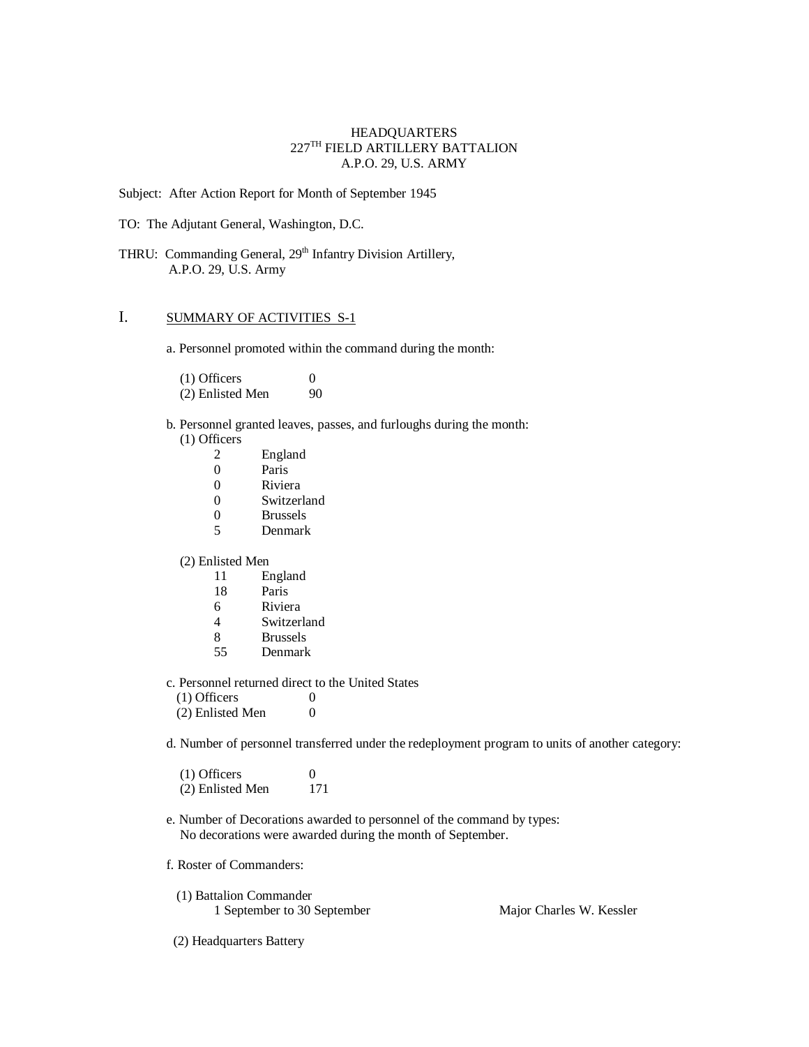HEADQUARTERS
227TH FIELD ARTILLERY BATTALION
A.P.O. 29, U.S. ARMY

Subject: After Action Report for Month of September 1945

TO: The Adjutant General, Washington, D.C.

THRU: Commanding General, 29th Infantry Division Artillery,
A.P.O. 29, U.S. Army

## I. SUMMARY OF ACTIVITIES S-1

a. Personnel promoted within the command during the month:

| | |
|---|---|
| (1) Officers | 0 |
| (2) Enlisted Men | 90 |

b. Personnel granted leaves, passes, and furloughs during the month:

(1) Officers

| | |
|---|---|
| 2 | England |
| 0 | Paris |
| 0 | Riviera |
| 0 | Switzerland |
| 0 | Brussels |
| 5 | Denmark |

(2) Enlisted Men

| | |
|---|---|
| 11 | England |
| 18 | Paris |
| 6 | Riviera |
| 4 | Switzerland |
| 8 | Brussels |
| 55 | Denmark |

c. Personnel returned direct to the United States

| | |
|---|---|
| (1) Officers | 0 |
| (2) Enlisted Men | 0 |

d. Number of personnel transferred under the redeployment program to units of another category:

| | |
|---|---|
| (1) Officers | 0 |
| (2) Enlisted Men | 171 |

e. Number of Decorations awarded to personnel of the command by types:
No decorations were awarded during the month of September.

f. Roster of Commanders:

(1) Battalion Commander
1 September to 30 September — Major Charles W. Kessler

(2) Headquarters Battery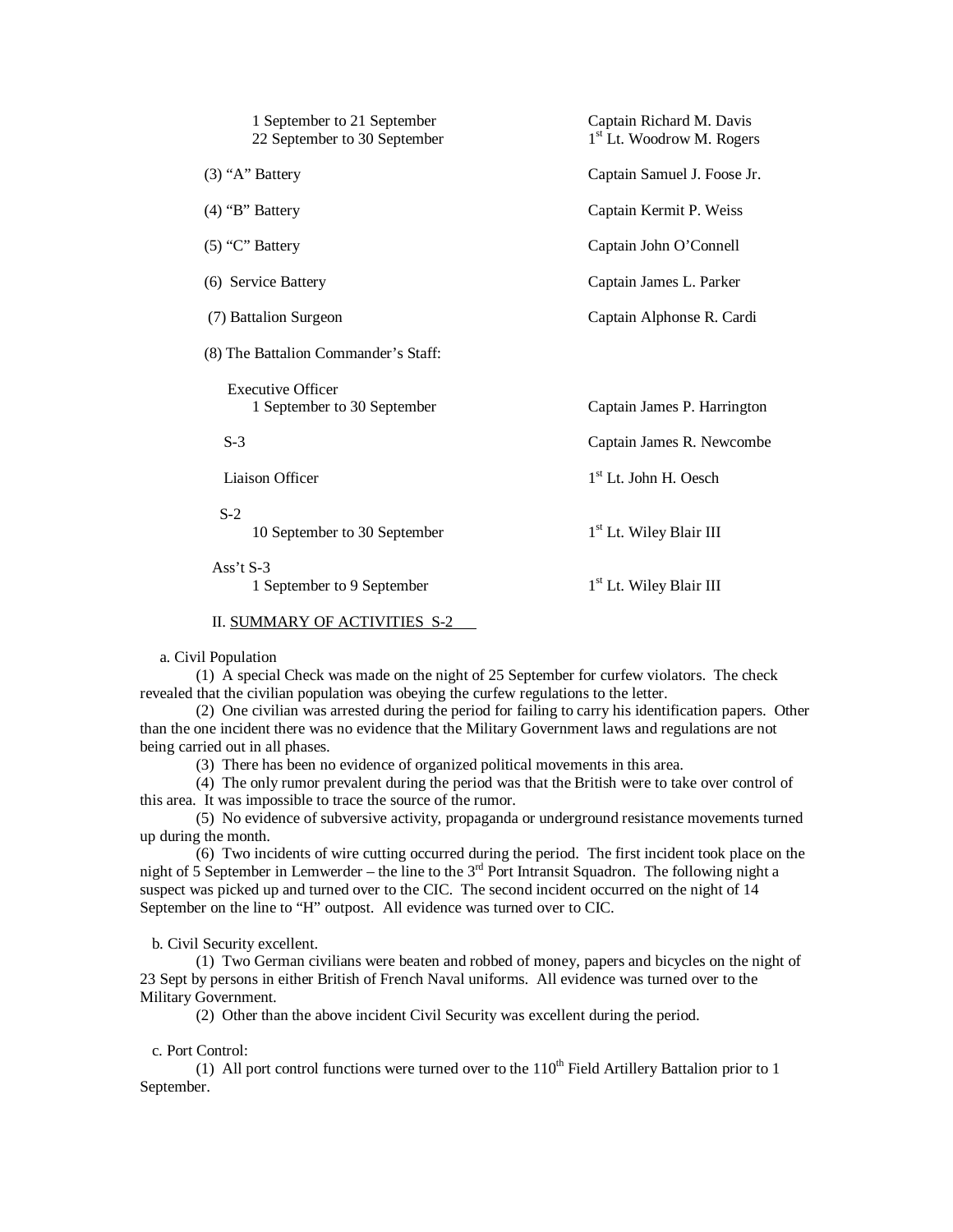| | |
|---|---|
| 1 September to 21 September | Captain Richard M. Davis |
| 22 September to 30 September | 1st Lt. Woodrow M. Rogers |
| (3) "A" Battery | Captain Samuel J. Foose Jr. |
| (4) "B" Battery | Captain Kermit P. Weiss |
| (5) "C" Battery | Captain John O'Connell |
| (6) Service Battery | Captain James L. Parker |
| (7) Battalion Surgeon | Captain Alphonse R. Cardi |
| (8) The Battalion Commander's Staff: | |
| Executive Officer | |
| 1 September to 30 September | Captain James P. Harrington |
| S-3 | Captain James R. Newcombe |
| Liaison Officer | 1st Lt. John H. Oesch |
| S-2 | |
| 10 September to 30 September | 1st Lt. Wiley Blair III |
| Ass't S-3 | |
| 1 September to 9 September | 1st Lt. Wiley Blair III |

II. SUMMARY OF ACTIVITIES S-2

a. Civil Population

(1) A special Check was made on the night of 25 September for curfew violators. The check revealed that the civilian population was obeying the curfew regulations to the letter.

(2) One civilian was arrested during the period for failing to carry his identification papers. Other than the one incident there was no evidence that the Military Government laws and regulations are not being carried out in all phases.

(3) There has been no evidence of organized political movements in this area.

(4) The only rumor prevalent during the period was that the British were to take over control of this area. It was impossible to trace the source of the rumor.

(5) No evidence of subversive activity, propaganda or underground resistance movements turned up during the month.

(6) Two incidents of wire cutting occurred during the period. The first incident took place on the night of 5 September in Lemwerder – the line to the 3rd Port Intransit Squadron. The following night a suspect was picked up and turned over to the CIC. The second incident occurred on the night of 14 September on the line to "H" outpost. All evidence was turned over to CIC.

b. Civil Security excellent.

(1) Two German civilians were beaten and robbed of money, papers and bicycles on the night of 23 Sept by persons in either British of French Naval uniforms. All evidence was turned over to the Military Government.

(2) Other than the above incident Civil Security was excellent during the period.

c. Port Control:

(1) All port control functions were turned over to the 110th Field Artillery Battalion prior to 1 September.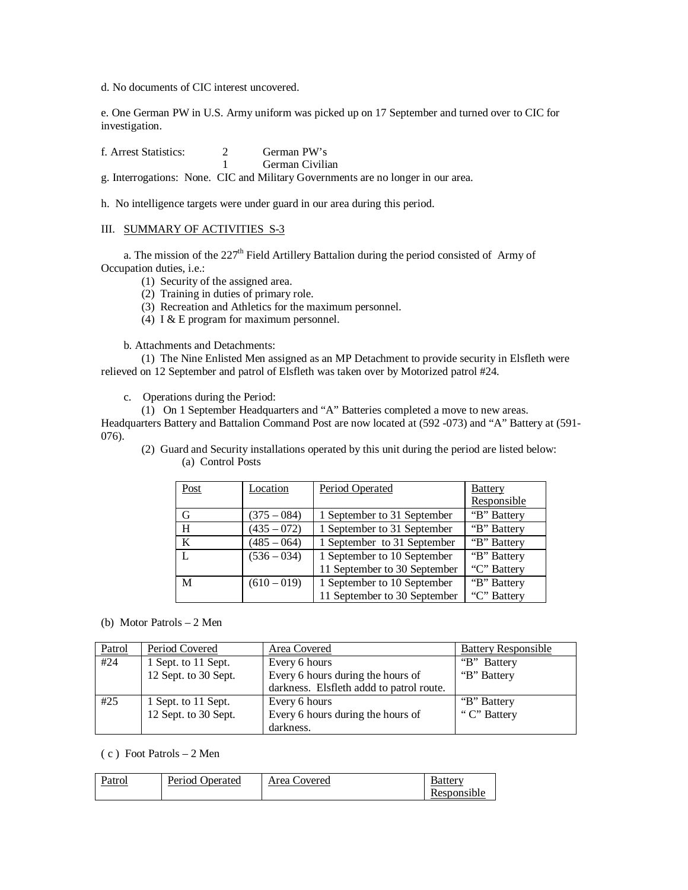d. No documents of CIC interest uncovered.

e. One German PW in U.S. Army uniform was picked up on 17 September and turned over to CIC for investigation.

f. Arrest Statistics: 2 German PW's
1 German Civilian

g. Interrogations: None. CIC and Military Governments are no longer in our area.

h. No intelligence targets were under guard in our area during this period.

III. SUMMARY OF ACTIVITIES S-3

a. The mission of the 227th Field Artillery Battalion during the period consisted of Army of Occupation duties, i.e.:

(1) Security of the assigned area.
(2) Training in duties of primary role.
(3) Recreation and Athletics for the maximum personnel.
(4) I & E program for maximum personnel.

b. Attachments and Detachments:

(1) The Nine Enlisted Men assigned as an MP Detachment to provide security in Elsfleth were relieved on 12 September and patrol of Elsfleth was taken over by Motorized patrol #24.

c. Operations during the Period:

(1) On 1 September Headquarters and "A" Batteries completed a move to new areas. Headquarters Battery and Battalion Command Post are now located at (592 -073) and "A" Battery at (591-076).

(2) Guard and Security installations operated by this unit during the period are listed below:

(a) Control Posts

| Post | Location | Period Operated | Battery Responsible |
|---|---|---|---|
| G | (375 – 084) | 1 September to 31 September | "B" Battery |
| H | (435 – 072) | 1 September to 31 September | "B" Battery |
| K | (485 – 064) | 1 September to 31 September | "B" Battery |
| L | (536 – 034) | 1 September to 10 September<br>11 September to 30 September | "B" Battery<br>"C" Battery |
| M | (610 – 019) | 1 September to 10 September<br>11 September to 30 September | "B" Battery<br>"C" Battery |

(b) Motor Patrols – 2 Men

| Patrol | Period Covered | Area Covered | Battery Responsible |
|---|---|---|---|
| #24 | 1 Sept. to 11 Sept.<br>12 Sept. to 30 Sept. | Every 6 hours<br>Every 6 hours during the hours of darkness. Elsfleth addd to patrol route. | "B" Battery<br>"B" Battery |
| #25 | 1 Sept. to 11 Sept.<br>12 Sept. to 30 Sept. | Every 6 hours<br>Every 6 hours during the hours of darkness. | "B" Battery<br>" C" Battery |

( c ) Foot Patrols – 2 Men

| Patrol | Period Operated | Area Covered | Battery Responsible |
|---|---|---|---|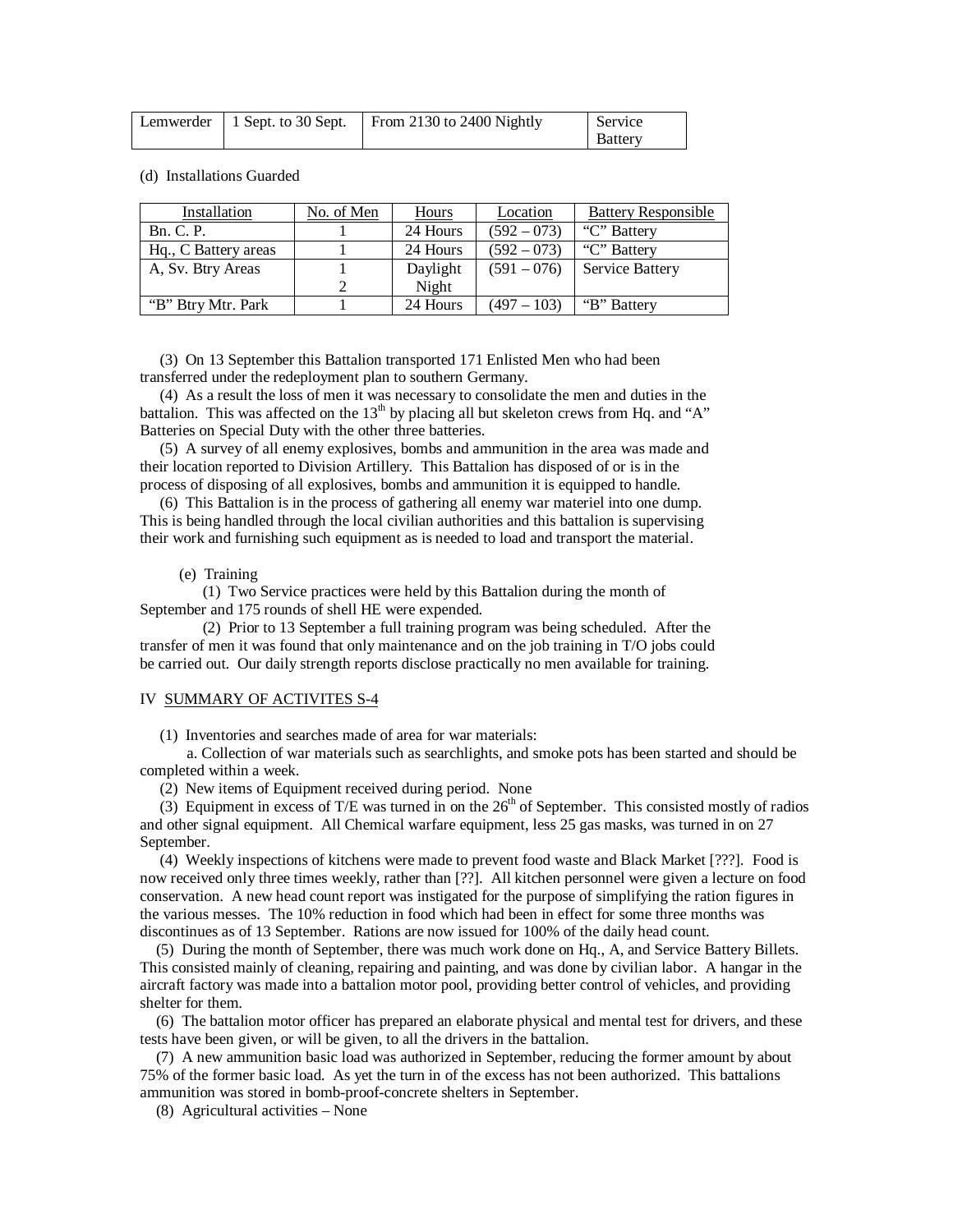| Lemwerder | 1 Sept. to 30 Sept. | From 2130 to 2400 Nightly | Service Battery |
|---|---|---|---|

(d) Installations Guarded

| Installation | No. of Men | Hours | Location | Battery Responsible |
|---|---|---|---|---|
| Bn. C. P. | 1 | 24 Hours | (592 – 073) | "C" Battery |
| Hq., C Battery areas | 1 | 24 Hours | (592 – 073) | "C" Battery |
| A, Sv. Btry Areas | 1<br>2 | Daylight<br>Night | (591 – 076) | Service Battery |
| "B" Btry Mtr. Park | 1 | 24 Hours | (497 – 103) | "B" Battery |

(3) On 13 September this Battalion transported 171 Enlisted Men who had been transferred under the redeployment plan to southern Germany.

(4) As a result the loss of men it was necessary to consolidate the men and duties in the battalion. This was affected on the 13th by placing all but skeleton crews from Hq. and "A" Batteries on Special Duty with the other three batteries.

(5) A survey of all enemy explosives, bombs and ammunition in the area was made and their location reported to Division Artillery. This Battalion has disposed of or is in the process of disposing of all explosives, bombs and ammunition it is equipped to handle.

(6) This Battalion is in the process of gathering all enemy war materiel into one dump. This is being handled through the local civilian authorities and this battalion is supervising their work and furnishing such equipment as is needed to load and transport the material.

(e) Training

(1) Two Service practices were held by this Battalion during the month of September and 175 rounds of shell HE were expended.

(2) Prior to 13 September a full training program was being scheduled. After the transfer of men it was found that only maintenance and on the job training in T/O jobs could be carried out. Our daily strength reports disclose practically no men available for training.

IV SUMMARY OF ACTIVITES S-4

(1) Inventories and searches made of area for war materials:

a. Collection of war materials such as searchlights, and smoke pots has been started and should be completed within a week.

(2) New items of Equipment received during period. None

(3) Equipment in excess of T/E was turned in on the 26th of September. This consisted mostly of radios and other signal equipment. All Chemical warfare equipment, less 25 gas masks, was turned in on 27 September.

(4) Weekly inspections of kitchens were made to prevent food waste and Black Market [???]. Food is now received only three times weekly, rather than [??]. All kitchen personnel were given a lecture on food conservation. A new head count report was instigated for the purpose of simplifying the ration figures in the various messes. The 10% reduction in food which had been in effect for some three months was discontinues as of 13 September. Rations are now issued for 100% of the daily head count.

(5) During the month of September, there was much work done on Hq., A, and Service Battery Billets. This consisted mainly of cleaning, repairing and painting, and was done by civilian labor. A hangar in the aircraft factory was made into a battalion motor pool, providing better control of vehicles, and providing shelter for them.

(6) The battalion motor officer has prepared an elaborate physical and mental test for drivers, and these tests have been given, or will be given, to all the drivers in the battalion.

(7) A new ammunition basic load was authorized in September, reducing the former amount by about 75% of the former basic load. As yet the turn in of the excess has not been authorized. This battalions ammunition was stored in bomb-proof-concrete shelters in September.

(8) Agricultural activities – None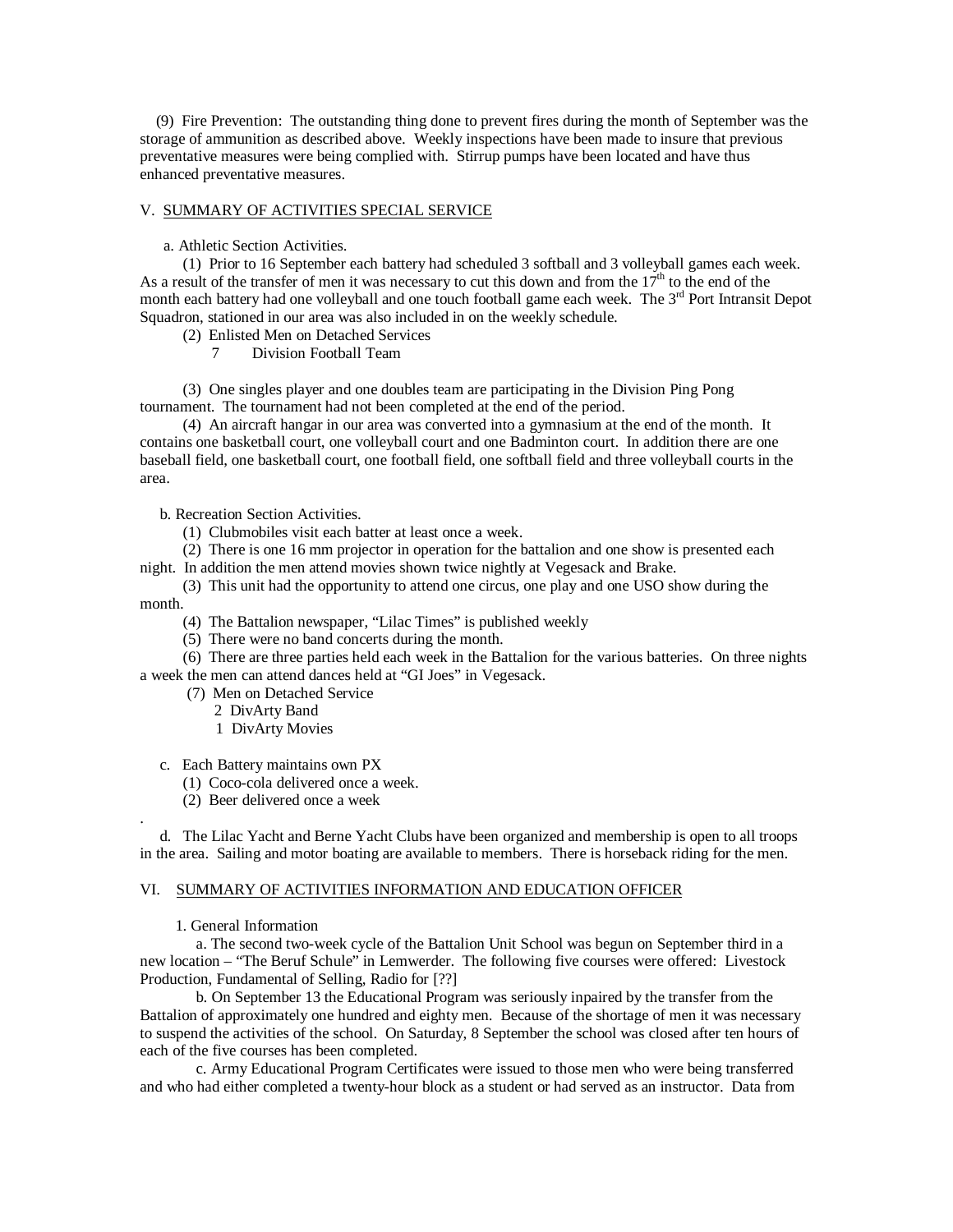(9) Fire Prevention: The outstanding thing done to prevent fires during the month of September was the storage of ammunition as described above. Weekly inspections have been made to insure that previous preventative measures were being complied with. Stirrup pumps have been located and have thus enhanced preventative measures.

V. SUMMARY OF ACTIVITIES SPECIAL SERVICE

a. Athletic Section Activities.

(1) Prior to 16 September each battery had scheduled 3 softball and 3 volleyball games each week. As a result of the transfer of men it was necessary to cut this down and from the 17th to the end of the month each battery had one volleyball and one touch football game each week. The 3rd Port Intransit Depot Squadron, stationed in our area was also included in on the weekly schedule.

(2) Enlisted Men on Detached Services

7 Division Football Team

(3) One singles player and one doubles team are participating in the Division Ping Pong tournament. The tournament had not been completed at the end of the period.

(4) An aircraft hangar in our area was converted into a gymnasium at the end of the month. It contains one basketball court, one volleyball court and one Badminton court. In addition there are one baseball field, one basketball court, one football field, one softball field and three volleyball courts in the area.

b. Recreation Section Activities.

(1) Clubmobiles visit each batter at least once a week.

(2) There is one 16 mm projector in operation for the battalion and one show is presented each night. In addition the men attend movies shown twice nightly at Vegesack and Brake.

(3) This unit had the opportunity to attend one circus, one play and one USO show during the month.

(4) The Battalion newspaper, "Lilac Times" is published weekly

(5) There were no band concerts during the month.

(6) There are three parties held each week in the Battalion for the various batteries. On three nights a week the men can attend dances held at "GI Joes" in Vegesack.

(7) Men on Detached Service

2 DivArty Band

1 DivArty Movies

c. Each Battery maintains own PX

(1) Coco-cola delivered once a week.

(2) Beer delivered once a week

.

d. The Lilac Yacht and Berne Yacht Clubs have been organized and membership is open to all troops in the area. Sailing and motor boating are available to members. There is horseback riding for the men.

VI. SUMMARY OF ACTIVITIES INFORMATION AND EDUCATION OFFICER

1. General Information

a. The second two-week cycle of the Battalion Unit School was begun on September third in a new location – "The Beruf Schule" in Lemwerder. The following five courses were offered: Livestock Production, Fundamental of Selling, Radio for [??]

b. On September 13 the Educational Program was seriously inpaired by the transfer from the Battalion of approximately one hundred and eighty men. Because of the shortage of men it was necessary to suspend the activities of the school. On Saturday, 8 September the school was closed after ten hours of each of the five courses has been completed.

c. Army Educational Program Certificates were issued to those men who were being transferred and who had either completed a twenty-hour block as a student or had served as an instructor. Data from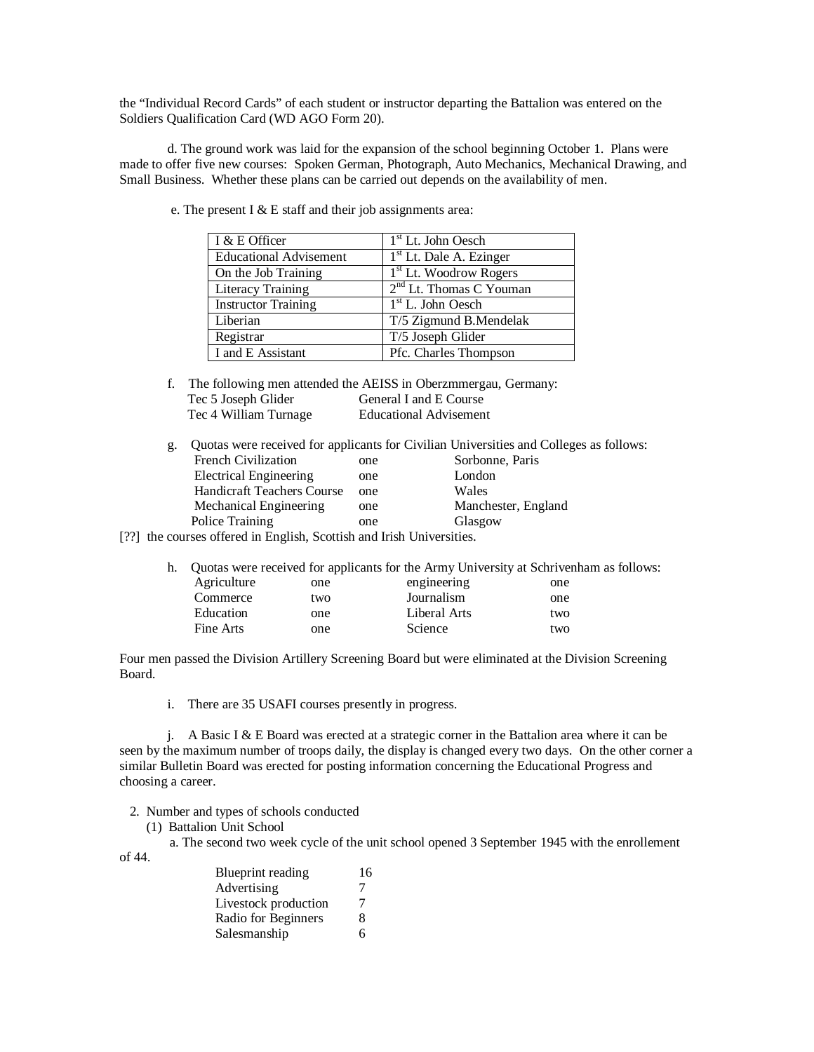the "Individual Record Cards" of each student or instructor departing the Battalion was entered on the Soldiers Qualification Card (WD AGO Form 20).

d. The ground work was laid for the expansion of the school beginning October 1. Plans were made to offer five new courses: Spoken German, Photograph, Auto Mechanics, Mechanical Drawing, and Small Business. Whether these plans can be carried out depends on the availability of men.

e. The present I & E staff and their job assignments area:

| I & E Officer | 1st Lt. John Oesch |
|---|---|
| Educational Advisement | 1st Lt. Dale A. Ezinger |
| On the Job Training | 1st Lt. Woodrow Rogers |
| Literacy Training | 2nd Lt. Thomas C Youman |
| Instructor Training | 1st L. John Oesch |
| Liberian | T/5 Zigmund B.Mendelak |
| Registrar | T/5 Joseph Glider |
| I and E Assistant | Pfc. Charles Thompson |

f. The following men attended the AEISS in Oberzmmergau, Germany:

| | |
|---|---|
| Tec 5 Joseph Glider | General I and E Course |
| Tec 4 William Turnage | Educational Advisement |

g. Quotas were received for applicants for Civilian Universities and Colleges as follows:

| | | |
|---|---|---|
| French Civilization | one | Sorbonne, Paris |
| Electrical Engineering | one | London |
| Handicraft Teachers Course | one | Wales |
| Mechanical Engineering | one | Manchester, England |
| Police Training | one | Glasgow |

[??] the courses offered in English, Scottish and Irish Universities.

h. Quotas were received for applicants for the Army University at Schrivenham as follows:

| | | | |
|---|---|---|---|
| Agriculture | one | engineering | one |
| Commerce | two | Journalism | one |
| Education | one | Liberal Arts | two |
| Fine Arts | one | Science | two |

Four men passed the Division Artillery Screening Board but were eliminated at the Division Screening Board.

i. There are 35 USAFI courses presently in progress.

j. A Basic I & E Board was erected at a strategic corner in the Battalion area where it can be seen by the maximum number of troops daily, the display is changed every two days. On the other corner a similar Bulletin Board was erected for posting information concerning the Educational Progress and choosing a career.

2. Number and types of schools conducted

(1) Battalion Unit School

a. The second two week cycle of the unit school opened 3 September 1945 with the enrollement of 44.

| | |
|---|---|
| Blueprint reading | 16 |
| Advertising | 7 |
| Livestock production | 7 |
| Radio for Beginners | 8 |
| Salesmanship | 6 |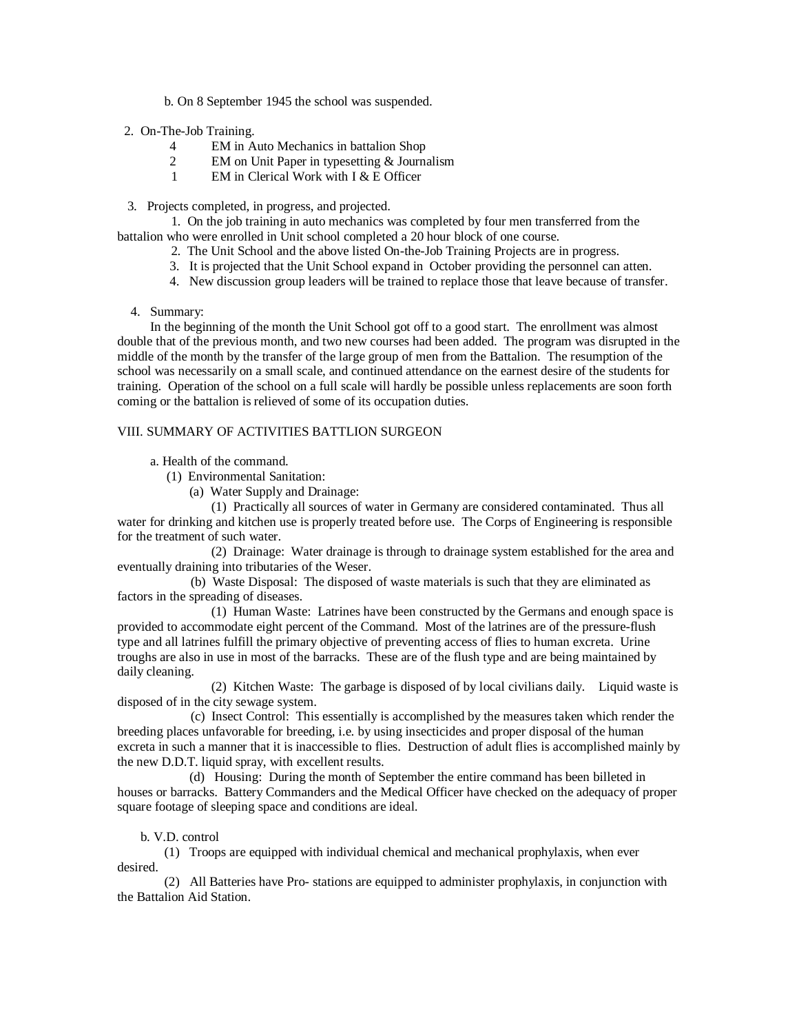b. On 8 September 1945 the school was suspended.

2. On-The-Job Training.

    4    EM in Auto Mechanics in battalion Shop
    2    EM on Unit Paper in typesetting & Journalism
    1    EM in Clerical Work with I & E Officer

3. Projects completed, in progress, and projected.

    1. On the job training in auto mechanics was completed by four men transferred from the battalion who were enrolled in Unit school completed a 20 hour block of one course.

    2. The Unit School and the above listed On-the-Job Training Projects are in progress.

    3. It is projected that the Unit School expand in October providing the personnel can atten.

    4. New discussion group leaders will be trained to replace those that leave because of transfer.

4. Summary:

In the beginning of the month the Unit School got off to a good start. The enrollment was almost double that of the previous month, and two new courses had been added. The program was disrupted in the middle of the month by the transfer of the large group of men from the Battalion. The resumption of the school was necessarily on a small scale, and continued attendance on the earnest desire of the students for training. Operation of the school on a full scale will hardly be possible unless replacements are soon forth coming or the battalion is relieved of some of its occupation duties.

VIII. SUMMARY OF ACTIVITIES BATTLION SURGEON

a. Health of the command.

(1) Environmental Sanitation:

(a) Water Supply and Drainage:

(1) Practically all sources of water in Germany are considered contaminated. Thus all water for drinking and kitchen use is properly treated before use. The Corps of Engineering is responsible for the treatment of such water.

(2) Drainage: Water drainage is through to drainage system established for the area and eventually draining into tributaries of the Weser.

(b) Waste Disposal: The disposed of waste materials is such that they are eliminated as factors in the spreading of diseases.

(1) Human Waste: Latrines have been constructed by the Germans and enough space is provided to accommodate eight percent of the Command. Most of the latrines are of the pressure-flush type and all latrines fulfill the primary objective of preventing access of flies to human excreta. Urine troughs are also in use in most of the barracks. These are of the flush type and are being maintained by daily cleaning.

(2) Kitchen Waste: The garbage is disposed of by local civilians daily. Liquid waste is disposed of in the city sewage system.

(c) Insect Control: This essentially is accomplished by the measures taken which render the breeding places unfavorable for breeding, i.e. by using insecticides and proper disposal of the human excreta in such a manner that it is inaccessible to flies. Destruction of adult flies is accomplished mainly by the new D.D.T. liquid spray, with excellent results.

(d) Housing: During the month of September the entire command has been billeted in houses or barracks. Battery Commanders and the Medical Officer have checked on the adequacy of proper square footage of sleeping space and conditions are ideal.

b. V.D. control

(1) Troops are equipped with individual chemical and mechanical prophylaxis, when ever desired.

(2) All Batteries have Pro- stations are equipped to administer prophylaxis, in conjunction with the Battalion Aid Station.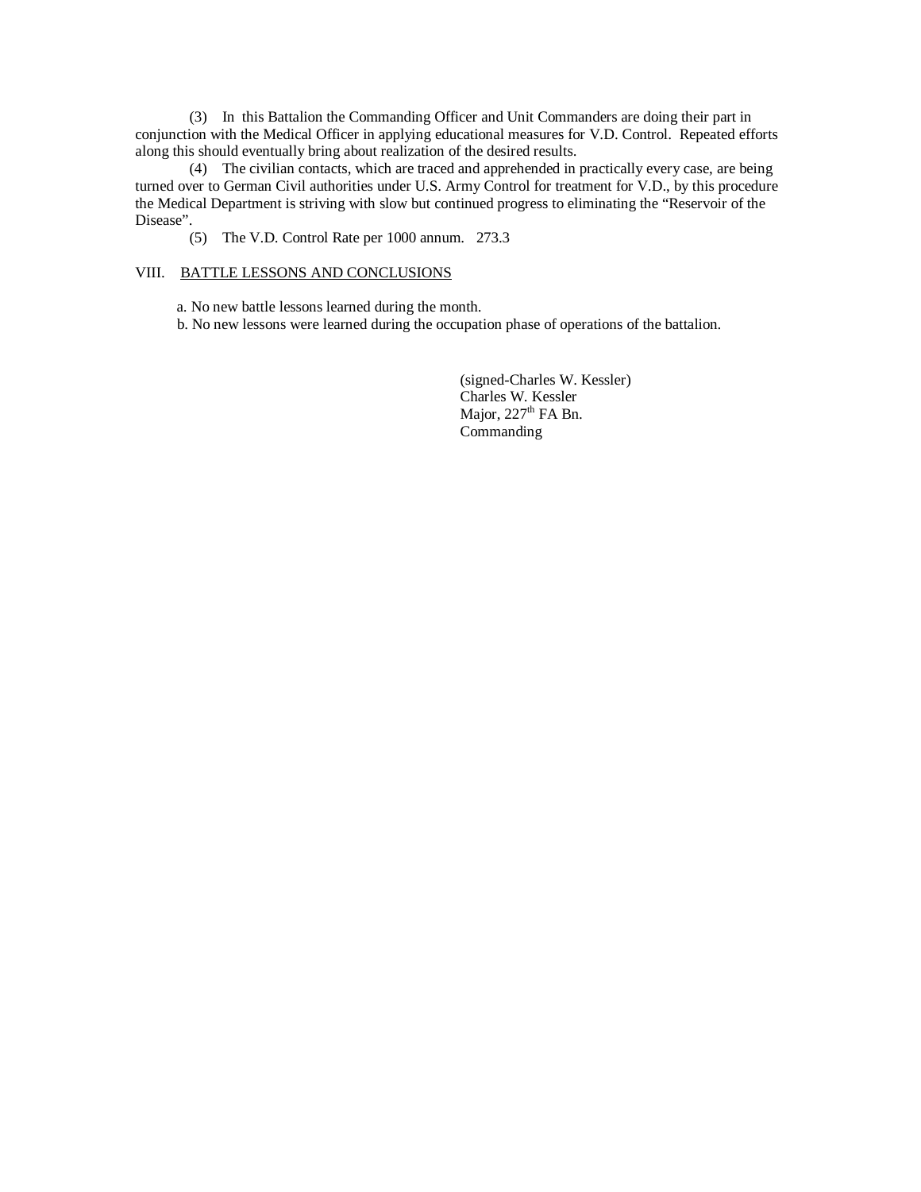(3) In this Battalion the Commanding Officer and Unit Commanders are doing their part in conjunction with the Medical Officer in applying educational measures for V.D. Control. Repeated efforts along this should eventually bring about realization of the desired results.

(4) The civilian contacts, which are traced and apprehended in practically every case, are being turned over to German Civil authorities under U.S. Army Control for treatment for V.D., by this procedure the Medical Department is striving with slow but continued progress to eliminating the "Reservoir of the Disease".

(5) The V.D. Control Rate per 1000 annum. 273.3

VIII. BATTLE LESSONS AND CONCLUSIONS

a. No new battle lessons learned during the month.
b. No new lessons were learned during the occupation phase of operations of the battalion.

(signed-Charles W. Kessler)
Charles W. Kessler
Major, 227th FA Bn.
Commanding